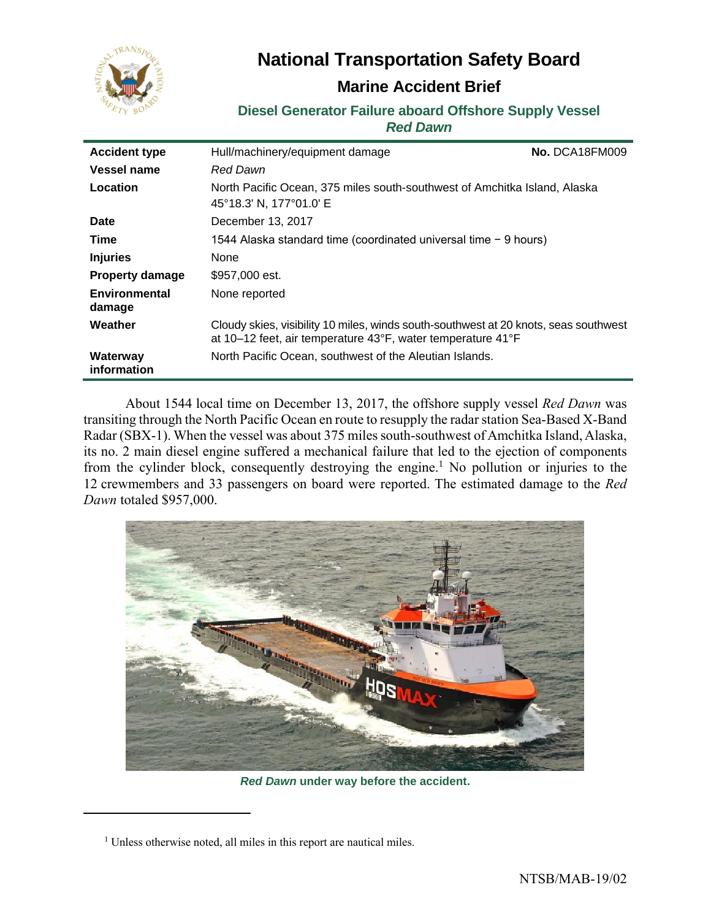# National Transportation Safety Board

## Marine Accident Brief

### Diesel Generator Failure aboard Offshore Supply Vessel *Red Dawn*

| | | |
|---|---|---|
| **Accident type** | Hull/machinery/equipment damage | **No.** DCA18FM009 |
| **Vessel name** | *Red Dawn* | |
| **Location** | North Pacific Ocean, 375 miles south-southwest of Amchitka Island, Alaska<br>45°18.3' N, 177°01.0' E | |
| **Date** | December 13, 2017 | |
| **Time** | 1544 Alaska standard time (coordinated universal time − 9 hours) | |
| **Injuries** | None | |
| **Property damage** | $957,000 est. | |
| **Environmental damage** | None reported | |
| **Weather** | Cloudy skies, visibility 10 miles, winds south-southwest at 20 knots, seas southwest at 10–12 feet, air temperature 43°F, water temperature 41°F | |
| **Waterway information** | North Pacific Ocean, southwest of the Aleutian Islands. | |

About 1544 local time on December 13, 2017, the offshore supply vessel *Red Dawn* was transiting through the North Pacific Ocean en route to resupply the radar station Sea-Based X-Band Radar (SBX-1). When the vessel was about 375 miles south-southwest of Amchitka Island, Alaska, its no. 2 main diesel engine suffered a mechanical failure that led to the ejection of components from the cylinder block, consequently destroying the engine.[1] No pollution or injuries to the 12 crewmembers and 33 passengers on board were reported. The estimated damage to the *Red Dawn* totaled $957,000.

***Red Dawn*** **under way before the accident.**

[1] Unless otherwise noted, all miles in this report are nautical miles.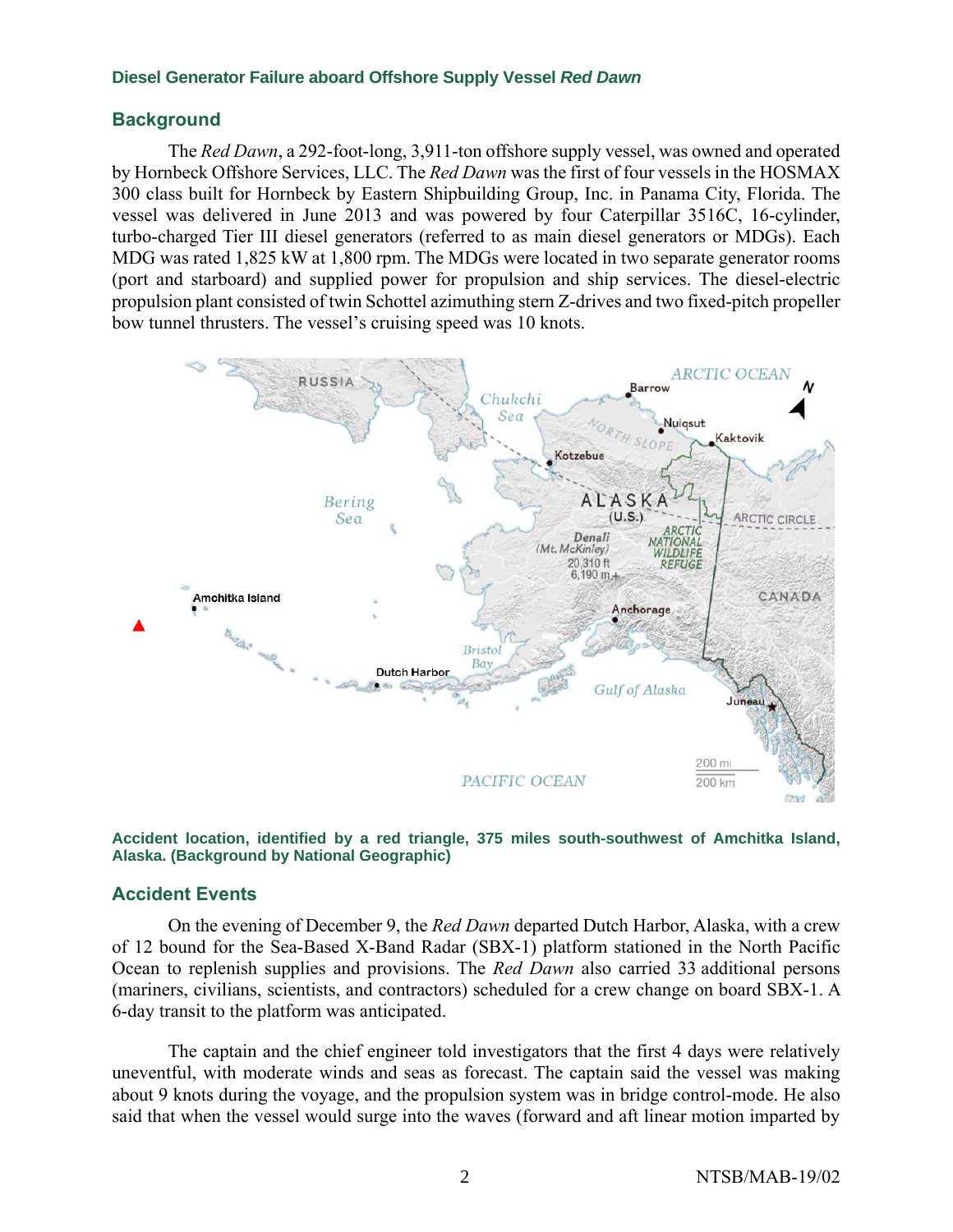## Background

The *Red Dawn*, a 292-foot-long, 3,911-ton offshore supply vessel, was owned and operated by Hornbeck Offshore Services, LLC. The *Red Dawn* was the first of four vessels in the HOSMAX 300 class built for Hornbeck by Eastern Shipbuilding Group, Inc. in Panama City, Florida. The vessel was delivered in June 2013 and was powered by four Caterpillar 3516C, 16-cylinder, turbo-charged Tier III diesel generators (referred to as main diesel generators or MDGs). Each MDG was rated 1,825 kW at 1,800 rpm. The MDGs were located in two separate generator rooms (port and starboard) and supplied power for propulsion and ship services. The diesel-electric propulsion plant consisted of twin Schottel azimuthing stern Z-drives and two fixed-pitch propeller bow tunnel thrusters. The vessel's cruising speed was 10 knots.

**Accident location, identified by a red triangle, 375 miles south-southwest of Amchitka Island, Alaska. (Background by National Geographic)**

## Accident Events

On the evening of December 9, the *Red Dawn* departed Dutch Harbor, Alaska, with a crew of 12 bound for the Sea-Based X-Band Radar (SBX-1) platform stationed in the North Pacific Ocean to replenish supplies and provisions. The *Red Dawn* also carried 33 additional persons (mariners, civilians, scientists, and contractors) scheduled for a crew change on board SBX-1. A 6-day transit to the platform was anticipated.

The captain and the chief engineer told investigators that the first 4 days were relatively uneventful, with moderate winds and seas as forecast. The captain said the vessel was making about 9 knots during the voyage, and the propulsion system was in bridge control-mode. He also said that when the vessel would surge into the waves (forward and aft linear motion imparted by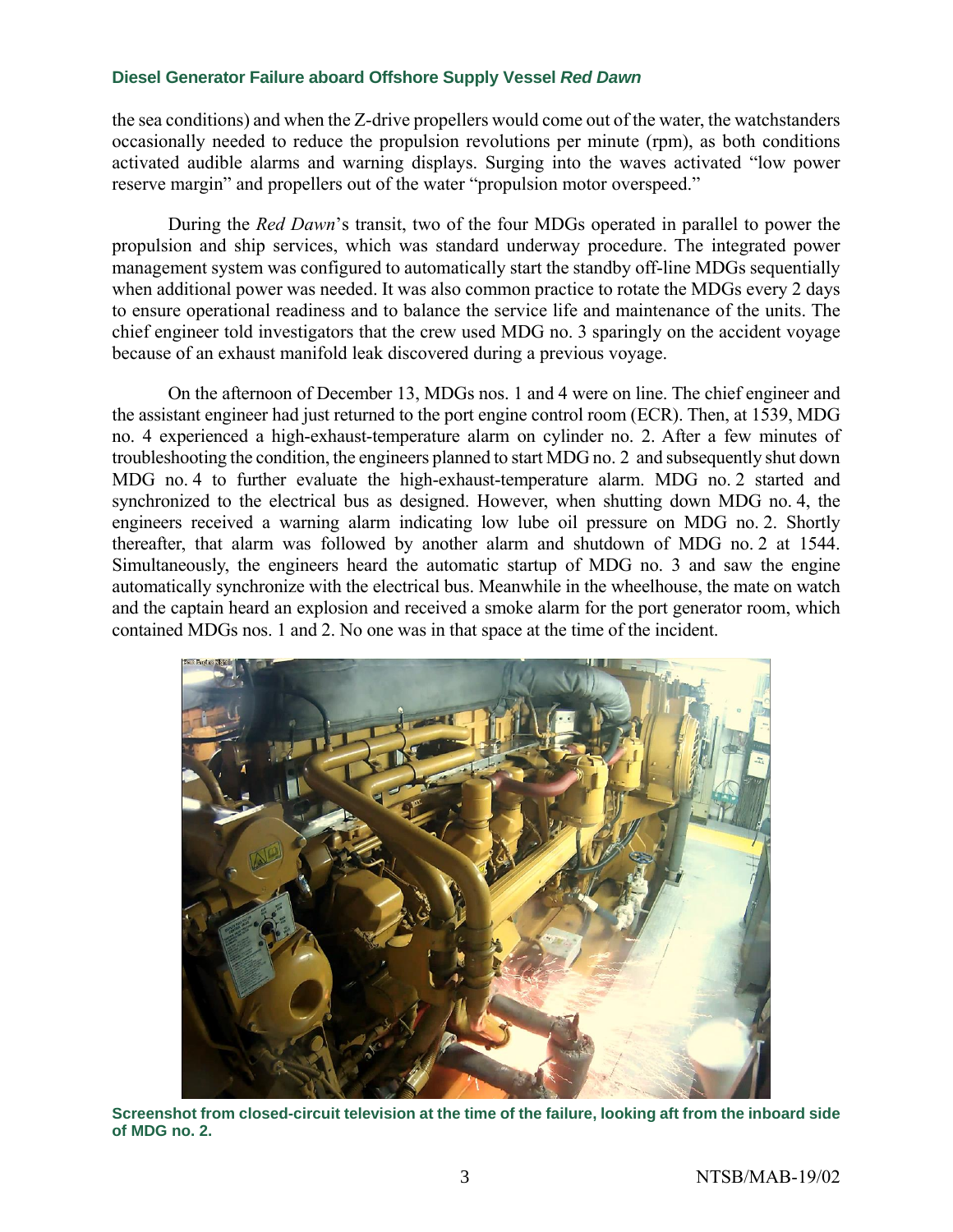the sea conditions) and when the Z-drive propellers would come out of the water, the watchstanders occasionally needed to reduce the propulsion revolutions per minute (rpm), as both conditions activated audible alarms and warning displays. Surging into the waves activated "low power reserve margin" and propellers out of the water "propulsion motor overspeed."

During the *Red Dawn*'s transit, two of the four MDGs operated in parallel to power the propulsion and ship services, which was standard underway procedure. The integrated power management system was configured to automatically start the standby off-line MDGs sequentially when additional power was needed. It was also common practice to rotate the MDGs every 2 days to ensure operational readiness and to balance the service life and maintenance of the units. The chief engineer told investigators that the crew used MDG no. 3 sparingly on the accident voyage because of an exhaust manifold leak discovered during a previous voyage.

On the afternoon of December 13, MDGs nos. 1 and 4 were on line. The chief engineer and the assistant engineer had just returned to the port engine control room (ECR). Then, at 1539, MDG no. 4 experienced a high-exhaust-temperature alarm on cylinder no. 2. After a few minutes of troubleshooting the condition, the engineers planned to start MDG no. 2 and subsequently shut down MDG no. 4 to further evaluate the high-exhaust-temperature alarm. MDG no. 2 started and synchronized to the electrical bus as designed. However, when shutting down MDG no. 4, the engineers received a warning alarm indicating low lube oil pressure on MDG no. 2. Shortly thereafter, that alarm was followed by another alarm and shutdown of MDG no. 2 at 1544. Simultaneously, the engineers heard the automatic startup of MDG no. 3 and saw the engine automatically synchronize with the electrical bus. Meanwhile in the wheelhouse, the mate on watch and the captain heard an explosion and received a smoke alarm for the port generator room, which contained MDGs nos. 1 and 2. No one was in that space at the time of the incident.

**Screenshot from closed-circuit television at the time of the failure, looking aft from the inboard side of MDG no. 2.**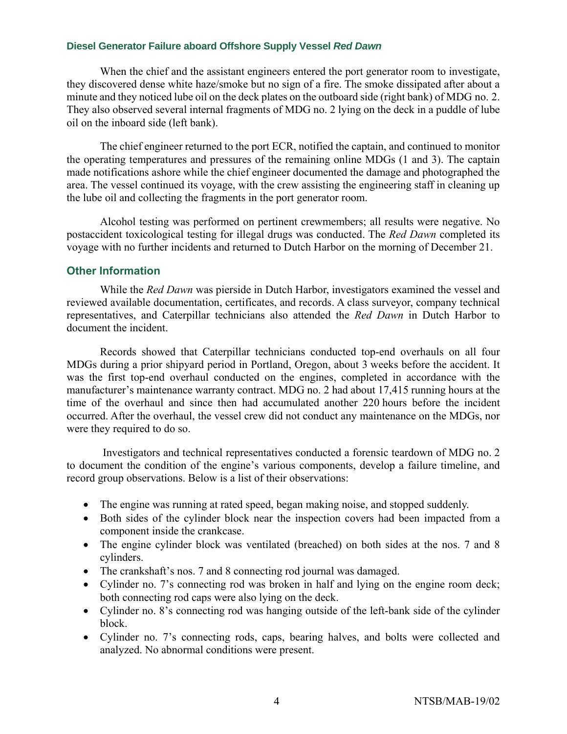When the chief and the assistant engineers entered the port generator room to investigate, they discovered dense white haze/smoke but no sign of a fire. The smoke dissipated after about a minute and they noticed lube oil on the deck plates on the outboard side (right bank) of MDG no. 2. They also observed several internal fragments of MDG no. 2 lying on the deck in a puddle of lube oil on the inboard side (left bank).

The chief engineer returned to the port ECR, notified the captain, and continued to monitor the operating temperatures and pressures of the remaining online MDGs (1 and 3). The captain made notifications ashore while the chief engineer documented the damage and photographed the area. The vessel continued its voyage, with the crew assisting the engineering staff in cleaning up the lube oil and collecting the fragments in the port generator room.

Alcohol testing was performed on pertinent crewmembers; all results were negative. No postaccident toxicological testing for illegal drugs was conducted. The *Red Dawn* completed its voyage with no further incidents and returned to Dutch Harbor on the morning of December 21.

## Other Information

While the *Red Dawn* was pierside in Dutch Harbor, investigators examined the vessel and reviewed available documentation, certificates, and records. A class surveyor, company technical representatives, and Caterpillar technicians also attended the *Red Dawn* in Dutch Harbor to document the incident.

Records showed that Caterpillar technicians conducted top-end overhauls on all four MDGs during a prior shipyard period in Portland, Oregon, about 3 weeks before the accident. It was the first top-end overhaul conducted on the engines, completed in accordance with the manufacturer's maintenance warranty contract. MDG no. 2 had about 17,415 running hours at the time of the overhaul and since then had accumulated another 220 hours before the incident occurred. After the overhaul, the vessel crew did not conduct any maintenance on the MDGs, nor were they required to do so.

Investigators and technical representatives conducted a forensic teardown of MDG no. 2 to document the condition of the engine's various components, develop a failure timeline, and record group observations. Below is a list of their observations:

- The engine was running at rated speed, began making noise, and stopped suddenly.
- Both sides of the cylinder block near the inspection covers had been impacted from a component inside the crankcase.
- The engine cylinder block was ventilated (breached) on both sides at the nos. 7 and 8 cylinders.
- The crankshaft's nos. 7 and 8 connecting rod journal was damaged.
- Cylinder no. 7's connecting rod was broken in half and lying on the engine room deck; both connecting rod caps were also lying on the deck.
- Cylinder no. 8's connecting rod was hanging outside of the left-bank side of the cylinder block.
- Cylinder no. 7's connecting rods, caps, bearing halves, and bolts were collected and analyzed. No abnormal conditions were present.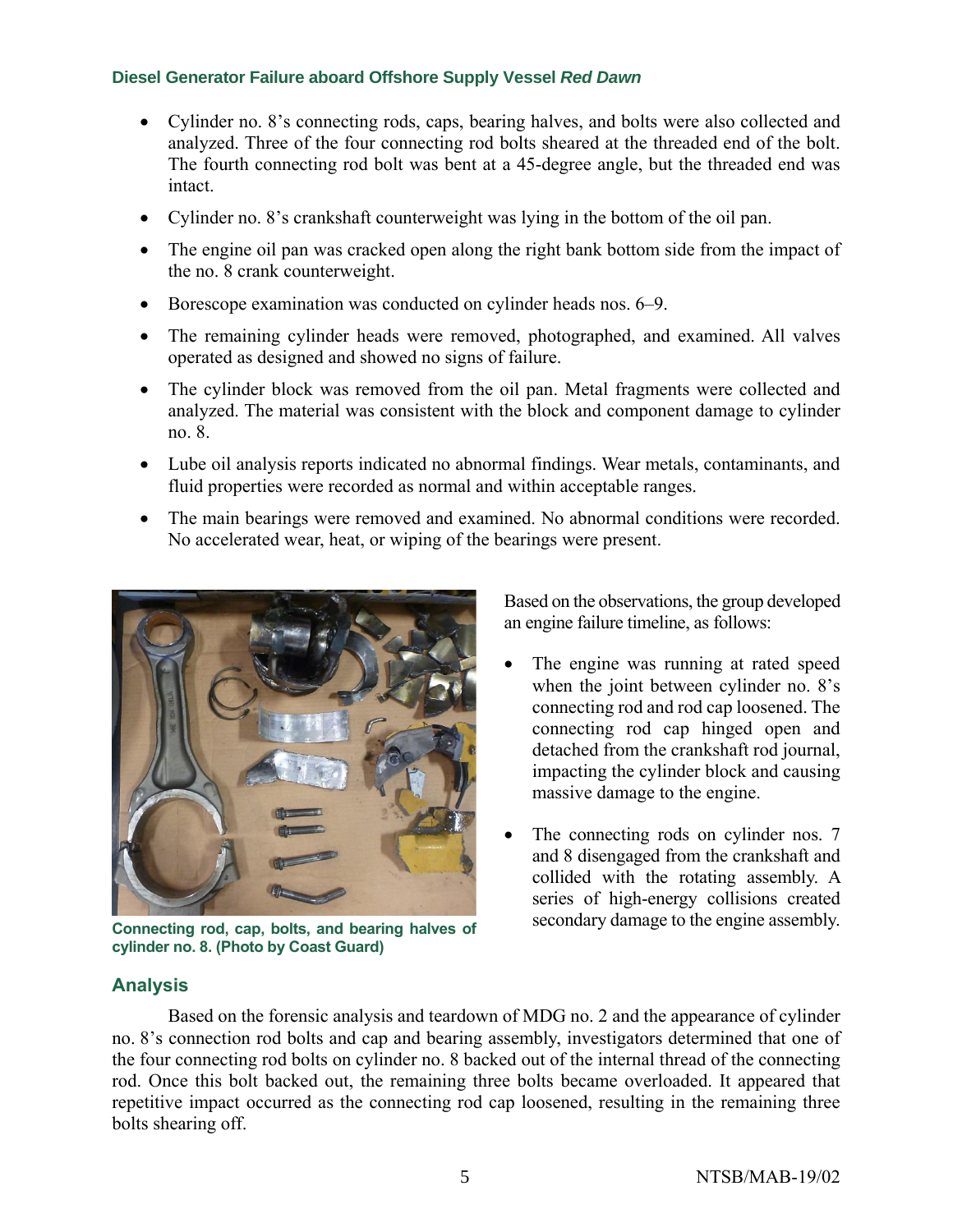- Cylinder no. 8's connecting rods, caps, bearing halves, and bolts were also collected and analyzed. Three of the four connecting rod bolts sheared at the threaded end of the bolt. The fourth connecting rod bolt was bent at a 45-degree angle, but the threaded end was intact.
- Cylinder no. 8's crankshaft counterweight was lying in the bottom of the oil pan.
- The engine oil pan was cracked open along the right bank bottom side from the impact of the no. 8 crank counterweight.
- Borescope examination was conducted on cylinder heads nos. 6–9.
- The remaining cylinder heads were removed, photographed, and examined. All valves operated as designed and showed no signs of failure.
- The cylinder block was removed from the oil pan. Metal fragments were collected and analyzed. The material was consistent with the block and component damage to cylinder no. 8.
- Lube oil analysis reports indicated no abnormal findings. Wear metals, contaminants, and fluid properties were recorded as normal and within acceptable ranges.
- The main bearings were removed and examined. No abnormal conditions were recorded. No accelerated wear, heat, or wiping of the bearings were present.

Connecting rod, cap, bolts, and bearing halves of cylinder no. 8. (Photo by Coast Guard)

Based on the observations, the group developed an engine failure timeline, as follows:

- The engine was running at rated speed when the joint between cylinder no. 8's connecting rod and rod cap loosened. The connecting rod cap hinged open and detached from the crankshaft rod journal, impacting the cylinder block and causing massive damage to the engine.
- The connecting rods on cylinder nos. 7 and 8 disengaged from the crankshaft and collided with the rotating assembly. A series of high-energy collisions created secondary damage to the engine assembly.

## Analysis

Based on the forensic analysis and teardown of MDG no. 2 and the appearance of cylinder no. 8's connection rod bolts and cap and bearing assembly, investigators determined that one of the four connecting rod bolts on cylinder no. 8 backed out of the internal thread of the connecting rod. Once this bolt backed out, the remaining three bolts became overloaded. It appeared that repetitive impact occurred as the connecting rod cap loosened, resulting in the remaining three bolts shearing off.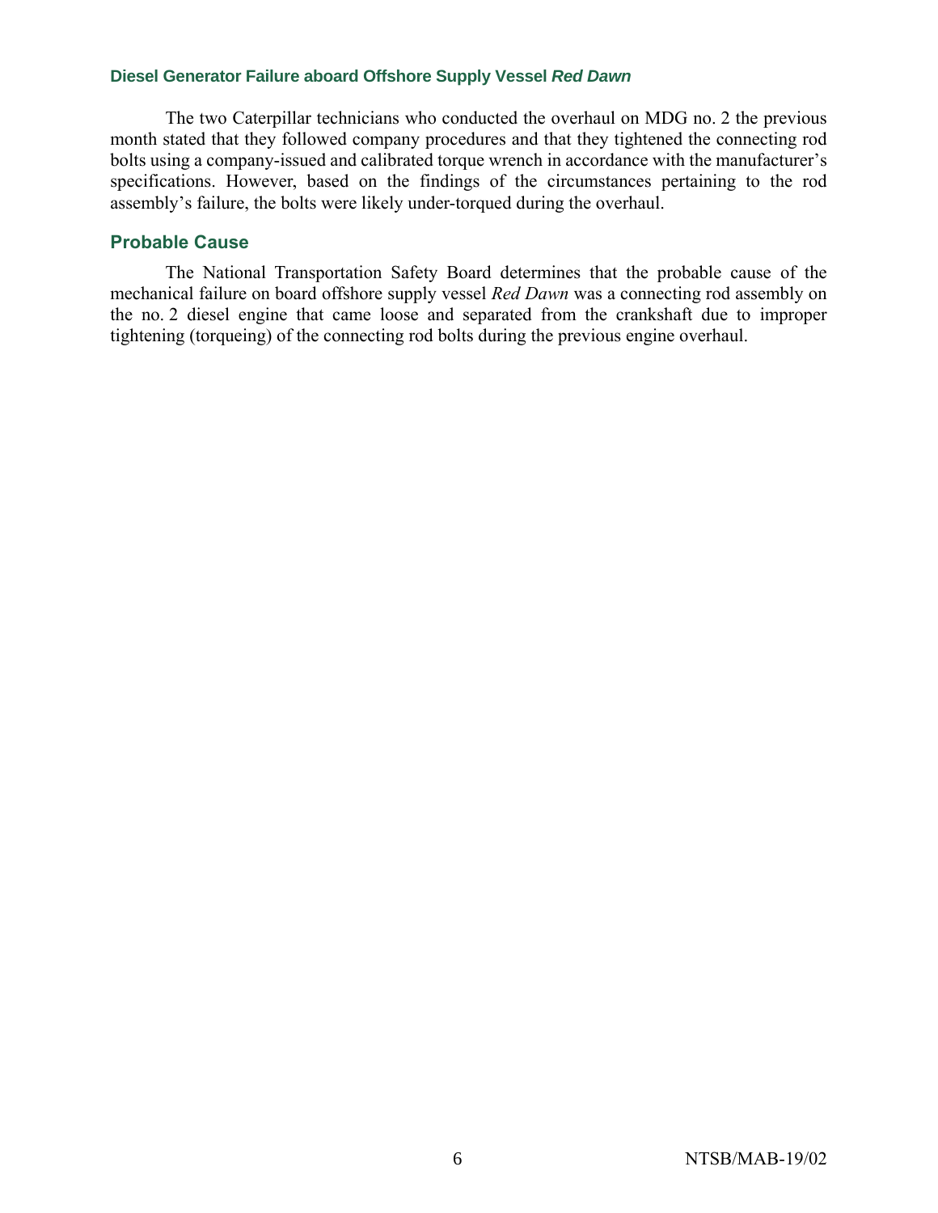The two Caterpillar technicians who conducted the overhaul on MDG no. 2 the previous month stated that they followed company procedures and that they tightened the connecting rod bolts using a company-issued and calibrated torque wrench in accordance with the manufacturer's specifications. However, based on the findings of the circumstances pertaining to the rod assembly's failure, the bolts were likely under-torqued during the overhaul.

## Probable Cause

The National Transportation Safety Board determines that the probable cause of the mechanical failure on board offshore supply vessel *Red Dawn* was a connecting rod assembly on the no. 2 diesel engine that came loose and separated from the crankshaft due to improper tightening (torqueing) of the connecting rod bolts during the previous engine overhaul.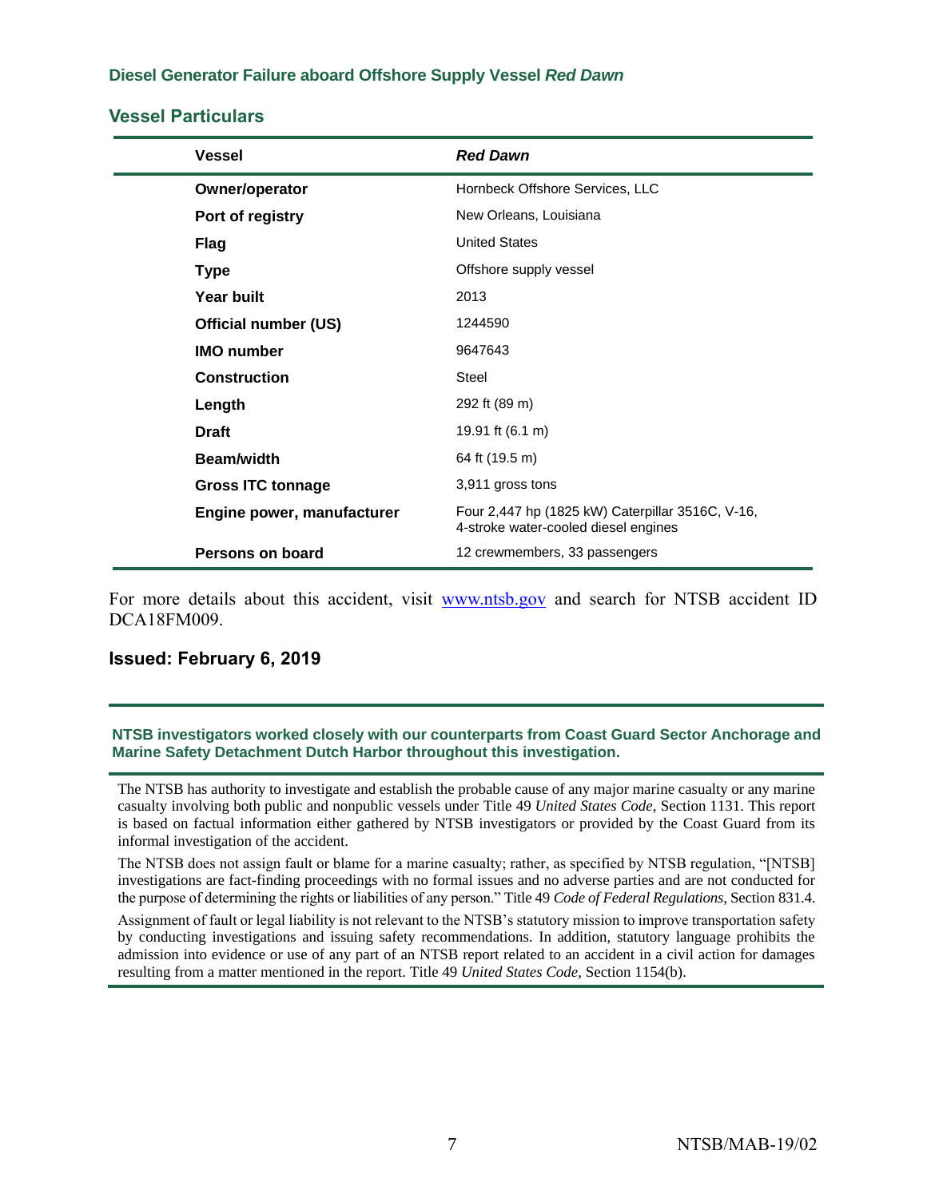## Vessel Particulars

| Vessel | *Red Dawn* |
| --- | --- |
| **Owner/operator** | Hornbeck Offshore Services, LLC |
| **Port of registry** | New Orleans, Louisiana |
| **Flag** | United States |
| **Type** | Offshore supply vessel |
| **Year built** | 2013 |
| **Official number (US)** | 1244590 |
| **IMO number** | 9647643 |
| **Construction** | Steel |
| **Length** | 292 ft (89 m) |
| **Draft** | 19.91 ft (6.1 m) |
| **Beam/width** | 64 ft (19.5 m) |
| **Gross ITC tonnage** | 3,911 gross tons |
| **Engine power, manufacturer** | Four 2,447 hp (1825 kW) Caterpillar 3516C, V-16, 4-stroke water-cooled diesel engines |
| **Persons on board** | 12 crewmembers, 33 passengers |

For more details about this accident, visit [www.ntsb.gov](http://www.ntsb.gov) and search for NTSB accident ID DCA18FM009.

### Issued: February 6, 2019

**NTSB investigators worked closely with our counterparts from Coast Guard Sector Anchorage and Marine Safety Detachment Dutch Harbor throughout this investigation.**

The NTSB has authority to investigate and establish the probable cause of any major marine casualty or any marine casualty involving both public and nonpublic vessels under Title 49 *United States Code*, Section 1131. This report is based on factual information either gathered by NTSB investigators or provided by the Coast Guard from its informal investigation of the accident.

The NTSB does not assign fault or blame for a marine casualty; rather, as specified by NTSB regulation, "[NTSB] investigations are fact-finding proceedings with no formal issues and no adverse parties and are not conducted for the purpose of determining the rights or liabilities of any person." Title 49 *Code of Federal Regulations*, Section 831.4.

Assignment of fault or legal liability is not relevant to the NTSB's statutory mission to improve transportation safety by conducting investigations and issuing safety recommendations. In addition, statutory language prohibits the admission into evidence or use of any part of an NTSB report related to an accident in a civil action for damages resulting from a matter mentioned in the report. Title 49 *United States Code*, Section 1154(b).